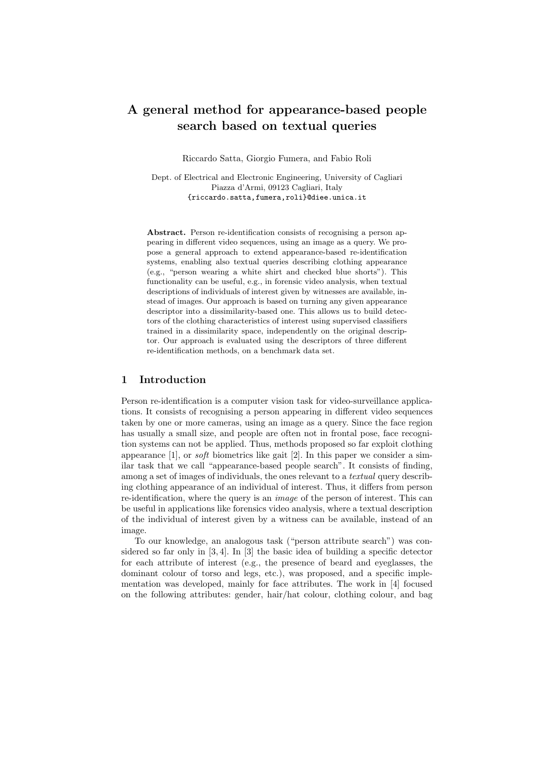# A general method for appearance-based people search based on textual queries

Riccardo Satta, Giorgio Fumera, and Fabio Roli

Dept. of Electrical and Electronic Engineering, University of Cagliari
Piazza d'Armi, 09123 Cagliari, Italy
{riccardo.satta,fumera,roli}@diee.unica.it

**Abstract.** Person re-identification consists of recognising a person appearing in different video sequences, using an image as a query. We propose a general approach to extend appearance-based re-identification systems, enabling also textual queries describing clothing appearance (e.g., "person wearing a white shirt and checked blue shorts"). This functionality can be useful, e.g., in forensic video analysis, when textual descriptions of individuals of interest given by witnesses are available, instead of images. Our approach is based on turning any given appearance descriptor into a dissimilarity-based one. This allows us to build detectors of the clothing characteristics of interest using supervised classifiers trained in a dissimilarity space, independently on the original descriptor. Our approach is evaluated using the descriptors of three different re-identification methods, on a benchmark data set.

## 1 Introduction

Person re-identification is a computer vision task for video-surveillance applications. It consists of recognising a person appearing in different video sequences taken by one or more cameras, using an image as a query. Since the face region has usually a small size, and people are often not in frontal pose, face recognition systems can not be applied. Thus, methods proposed so far exploit clothing appearance [1], or *soft* biometrics like gait [2]. In this paper we consider a similar task that we call "appearance-based people search". It consists of finding, among a set of images of individuals, the ones relevant to a *textual* query describing clothing appearance of an individual of interest. Thus, it differs from person re-identification, where the query is an *image* of the person of interest. This can be useful in applications like forensics video analysis, where a textual description of the individual of interest given by a witness can be available, instead of an image.

To our knowledge, an analogous task ("person attribute search") was considered so far only in [3, 4]. In [3] the basic idea of building a specific detector for each attribute of interest (e.g., the presence of beard and eyeglasses, the dominant colour of torso and legs, etc.), was proposed, and a specific implementation was developed, mainly for face attributes. The work in [4] focused on the following attributes: gender, hair/hat colour, clothing colour, and bag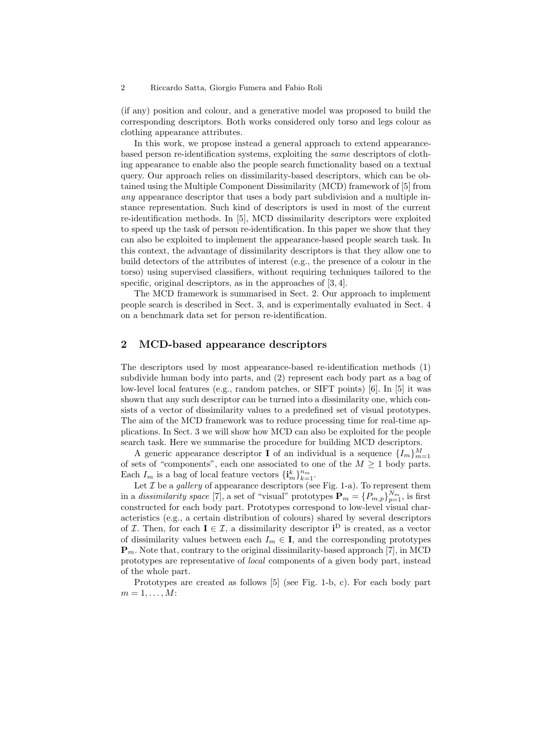(if any) position and colour, and a generative model was proposed to build the corresponding descriptors. Both works considered only torso and legs colour as clothing appearance attributes.

In this work, we propose instead a general approach to extend appearance-based person re-identification systems, exploiting the *same* descriptors of clothing appearance to enable also the people search functionality based on a textual query. Our approach relies on dissimilarity-based descriptors, which can be obtained using the Multiple Component Dissimilarity (MCD) framework of [5] from *any* appearance descriptor that uses a body part subdivision and a multiple instance representation. Such kind of descriptors is used in most of the current re-identification methods. In [5], MCD dissimilarity descriptors were exploited to speed up the task of person re-identification. In this paper we show that they can also be exploited to implement the appearance-based people search task. In this context, the advantage of dissimilarity descriptors is that they allow one to build detectors of the attributes of interest (e.g., the presence of a colour in the torso) using supervised classifiers, without requiring techniques tailored to the specific, original descriptors, as in the approaches of [3, 4].

The MCD framework is summarised in Sect. 2. Our approach to implement people search is described in Sect. 3, and is experimentally evaluated in Sect. 4 on a benchmark data set for person re-identification.

## 2 MCD-based appearance descriptors

The descriptors used by most appearance-based re-identification methods (1) subdivide human body into parts, and (2) represent each body part as a bag of low-level local features (e.g., random patches, or SIFT points) [6]. In [5] it was shown that any such descriptor can be turned into a dissimilarity one, which consists of a vector of dissimilarity values to a predefined set of visual prototypes. The aim of the MCD framework was to reduce processing time for real-time applications. In Sect. 3 we will show how MCD can also be exploited for the people search task. Here we summarise the procedure for building MCD descriptors.

A generic appearance descriptor $\mathbf{I}$ of an individual is a sequence $\{I_m\}_{m=1}^{M}$ of sets of "components", each one associated to one of the $M \geq 1$ body parts. Each $I_m$ is a bag of local feature vectors $\{\mathbf{i}_m^k\}_{k=1}^{n_m}$.

Let $\mathcal{I}$ be a *gallery* of appearance descriptors (see Fig. 1-a). To represent them in a *dissimilarity space* [7], a set of "visual" prototypes $\mathbf{P}_m = \{P_{m,p}\}_{p=1}^{N_m}$, is first constructed for each body part. Prototypes correspond to low-level visual characteristics (e.g., a certain distribution of colours) shared by several descriptors of $\mathcal{I}$. Then, for each $\mathbf{I} \in \mathcal{I}$, a dissimilarity descriptor $\mathbf{i}^{\mathrm{D}}$ is created, as a vector of dissimilarity values between each $I_m \in \mathbf{I}$, and the corresponding prototypes $\mathbf{P}_m$. Note that, contrary to the original dissimilarity-based approach [7], in MCD prototypes are representative of *local* components of a given body part, instead of the whole part.

Prototypes are created as follows [5] (see Fig. 1-b, c). For each body part $m = 1, \ldots, M$: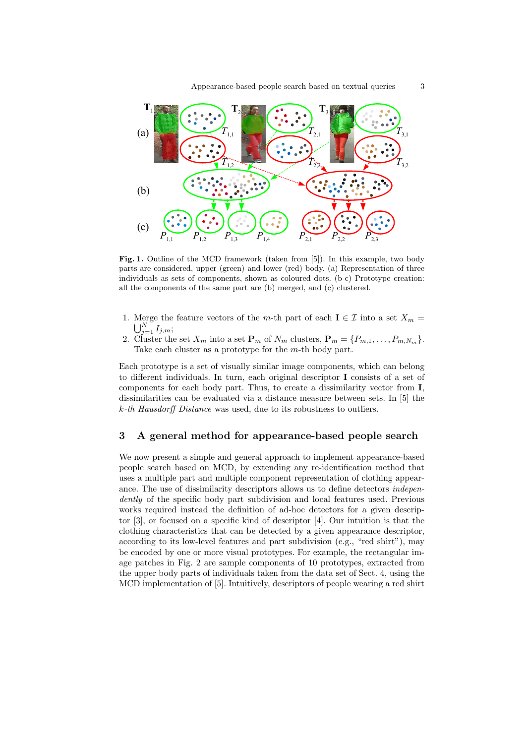**Fig. 1.** Outline of the MCD framework (taken from [5]). In this example, two body parts are considered, upper (green) and lower (red) body. (a) Representation of three individuals as sets of components, shown as coloured dots. (b-c) Prototype creation: all the components of the same part are (b) merged, and (c) clustered.

1. Merge the feature vectors of the $m$-th part of each $\mathbf{I} \in \mathcal{I}$ into a set $X_m = \bigcup_{j=1}^{N} I_{j,m}$;
2. Cluster the set $X_m$ into a set $\mathbf{P}_m$ of $N_m$ clusters, $\mathbf{P}_m = \{P_{m,1}, \ldots, P_{m,N_m}\}$. Take each cluster as a prototype for the $m$-th body part.

Each prototype is a set of visually similar image components, which can belong to different individuals. In turn, each original descriptor $\mathbf{I}$ consists of a set of components for each body part. Thus, to create a dissimilarity vector from $\mathbf{I}$, dissimilarities can be evaluated via a distance measure between sets. In [5] the *k-th Hausdorff Distance* was used, due to its robustness to outliers.

## 3 A general method for appearance-based people search

We now present a simple and general approach to implement appearance-based people search based on MCD, by extending any re-identification method that uses a multiple part and multiple component representation of clothing appearance. The use of dissimilarity descriptors allows us to define detectors *independently* of the specific body part subdivision and local features used. Previous works required instead the definition of ad-hoc detectors for a given descriptor [3], or focused on a specific kind of descriptor [4]. Our intuition is that the clothing characteristics that can be detected by a given appearance descriptor, according to its low-level features and part subdivision (e.g., "red shirt"), may be encoded by one or more visual prototypes. For example, the rectangular image patches in Fig. 2 are sample components of 10 prototypes, extracted from the upper body parts of individuals taken from the data set of Sect. 4, using the MCD implementation of [5]. Intuitively, descriptors of people wearing a red shirt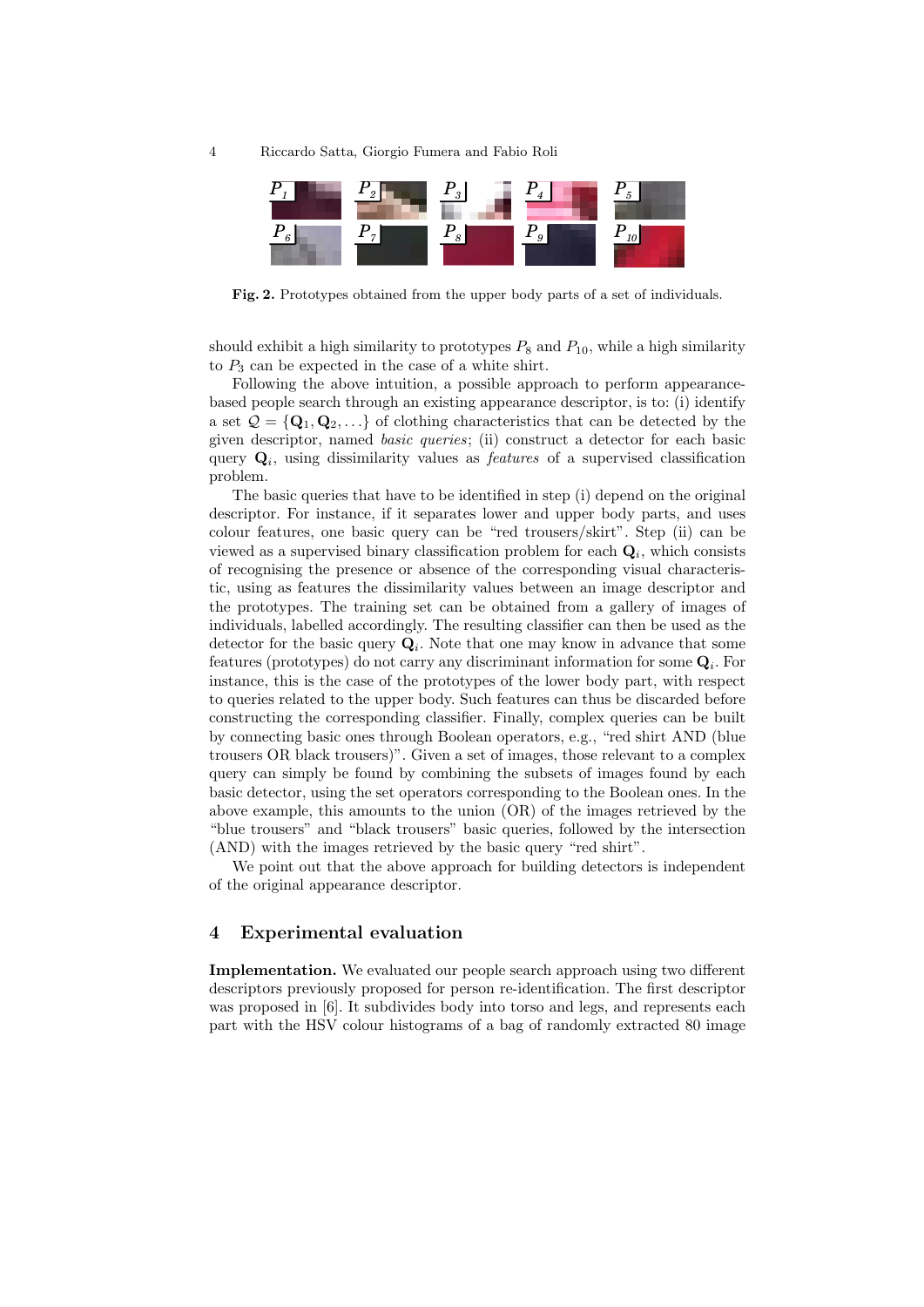**Fig. 2.** Prototypes obtained from the upper body parts of a set of individuals.

should exhibit a high similarity to prototypes $P_8$ and $P_{10}$, while a high similarity to $P_3$ can be expected in the case of a white shirt.

Following the above intuition, a possible approach to perform appearance-based people search through an existing appearance descriptor, is to: (i) identify a set $\mathcal{Q} = \{\mathbf{Q}_1, \mathbf{Q}_2, \ldots\}$ of clothing characteristics that can be detected by the given descriptor, named *basic queries*; (ii) construct a detector for each basic query $\mathbf{Q}_i$, using dissimilarity values as *features* of a supervised classification problem.

The basic queries that have to be identified in step (i) depend on the original descriptor. For instance, if it separates lower and upper body parts, and uses colour features, one basic query can be "red trousers/skirt". Step (ii) can be viewed as a supervised binary classification problem for each $\mathbf{Q}_i$, which consists of recognising the presence or absence of the corresponding visual characteristic, using as features the dissimilarity values between an image descriptor and the prototypes. The training set can be obtained from a gallery of images of individuals, labelled accordingly. The resulting classifier can then be used as the detector for the basic query $\mathbf{Q}_i$. Note that one may know in advance that some features (prototypes) do not carry any discriminant information for some $\mathbf{Q}_i$. For instance, this is the case of the prototypes of the lower body part, with respect to queries related to the upper body. Such features can thus be discarded before constructing the corresponding classifier. Finally, complex queries can be built by connecting basic ones through Boolean operators, e.g., "red shirt AND (blue trousers OR black trousers)". Given a set of images, those relevant to a complex query can simply be found by combining the subsets of images found by each basic detector, using the set operators corresponding to the Boolean ones. In the above example, this amounts to the union (OR) of the images retrieved by the "blue trousers" and "black trousers" basic queries, followed by the intersection (AND) with the images retrieved by the basic query "red shirt".

We point out that the above approach for building detectors is independent of the original appearance descriptor.

## 4 Experimental evaluation

**Implementation.** We evaluated our people search approach using two different descriptors previously proposed for person re-identification. The first descriptor was proposed in [6]. It subdivides body into torso and legs, and represents each part with the HSV colour histograms of a bag of randomly extracted 80 image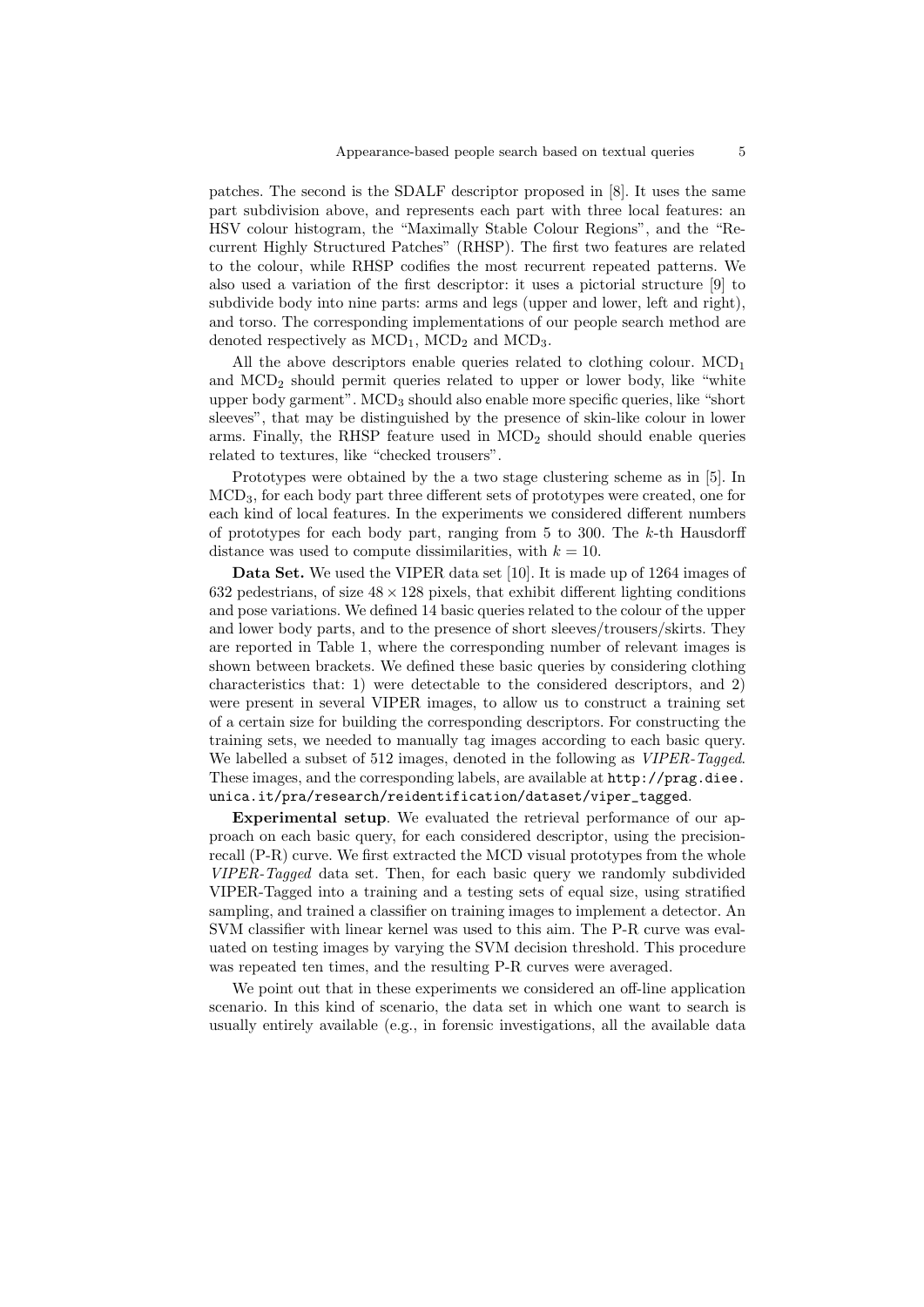patches. The second is the SDALF descriptor proposed in [8]. It uses the same part subdivision above, and represents each part with three local features: an HSV colour histogram, the "Maximally Stable Colour Regions", and the "Recurrent Highly Structured Patches" (RHSP). The first two features are related to the colour, while RHSP codifies the most recurrent repeated patterns. We also used a variation of the first descriptor: it uses a pictorial structure [9] to subdivide body into nine parts: arms and legs (upper and lower, left and right), and torso. The corresponding implementations of our people search method are denoted respectively as $\text{MCD}_1$, $\text{MCD}_2$ and $\text{MCD}_3$.

All the above descriptors enable queries related to clothing colour. $\text{MCD}_1$ and $\text{MCD}_2$ should permit queries related to upper or lower body, like "white upper body garment". $\text{MCD}_3$ should also enable more specific queries, like "short sleeves", that may be distinguished by the presence of skin-like colour in lower arms. Finally, the RHSP feature used in $\text{MCD}_2$ should should enable queries related to textures, like "checked trousers".

Prototypes were obtained by the a two stage clustering scheme as in [5]. In $\text{MCD}_3$, for each body part three different sets of prototypes were created, one for each kind of local features. In the experiments we considered different numbers of prototypes for each body part, ranging from 5 to 300. The $k$-th Hausdorff distance was used to compute dissimilarities, with $k = 10$.

**Data Set.** We used the VIPER data set [10]. It is made up of 1264 images of 632 pedestrians, of size $48 \times 128$ pixels, that exhibit different lighting conditions and pose variations. We defined 14 basic queries related to the colour of the upper and lower body parts, and to the presence of short sleeves/trousers/skirts. They are reported in Table 1, where the corresponding number of relevant images is shown between brackets. We defined these basic queries by considering clothing characteristics that: 1) were detectable to the considered descriptors, and 2) were present in several VIPER images, to allow us to construct a training set of a certain size for building the corresponding descriptors. For constructing the training sets, we needed to manually tag images according to each basic query. We labelled a subset of 512 images, denoted in the following as *VIPER-Tagged*. These images, and the corresponding labels, are available at `http://prag.diee.unica.it/pra/research/reidentification/dataset/viper_tagged`.

**Experimental setup**. We evaluated the retrieval performance of our approach on each basic query, for each considered descriptor, using the precision-recall (P-R) curve. We first extracted the MCD visual prototypes from the whole *VIPER-Tagged* data set. Then, for each basic query we randomly subdivided VIPER-Tagged into a training and a testing sets of equal size, using stratified sampling, and trained a classifier on training images to implement a detector. An SVM classifier with linear kernel was used to this aim. The P-R curve was evaluated on testing images by varying the SVM decision threshold. This procedure was repeated ten times, and the resulting P-R curves were averaged.

We point out that in these experiments we considered an off-line application scenario. In this kind of scenario, the data set in which one want to search is usually entirely available (e.g., in forensic investigations, all the available data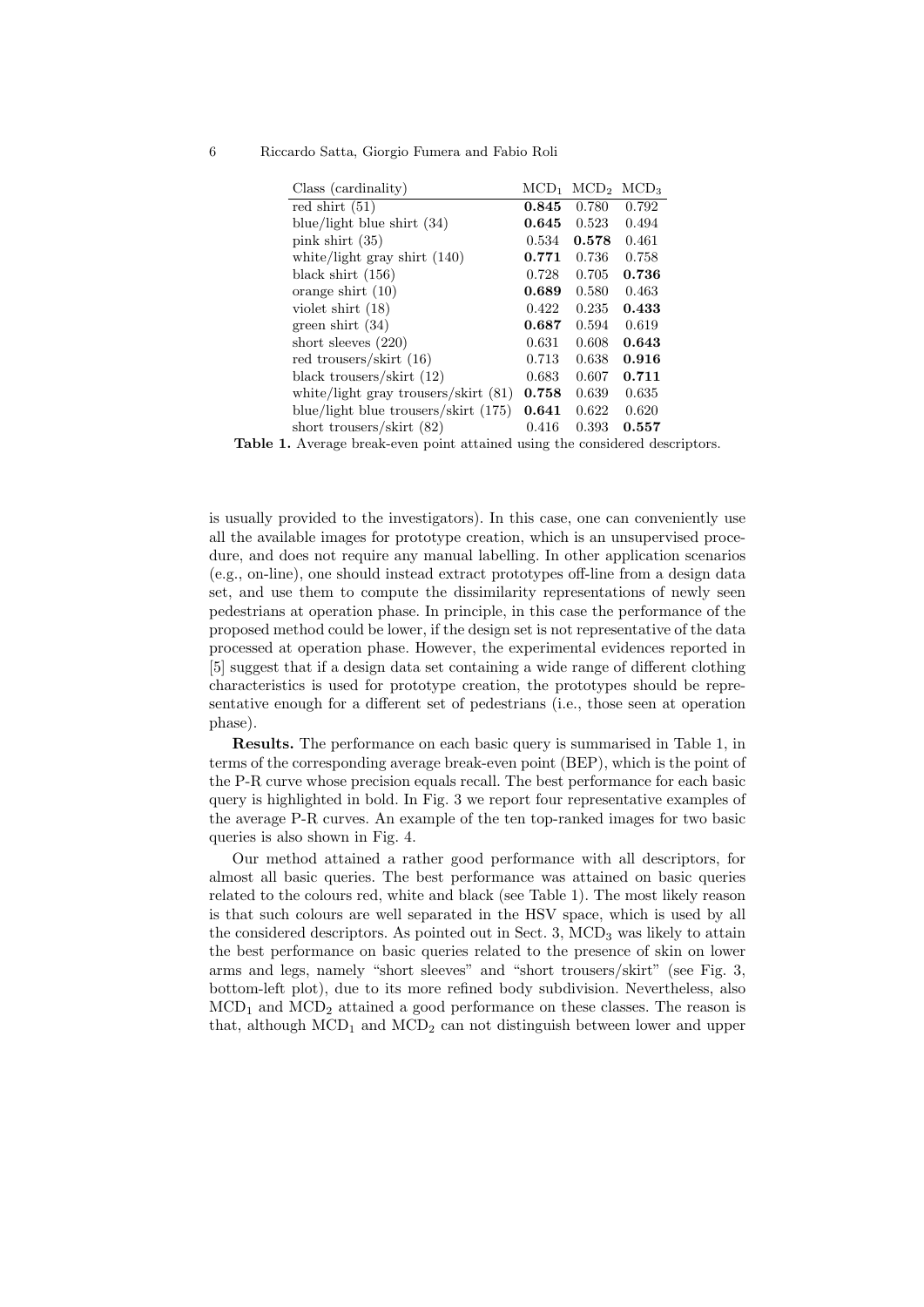| Class (cardinality) | $MCD_1$ | $MCD_2$ | $MCD_3$ |
|---|---|---|---|
| red shirt (51) | **0.845** | 0.780 | 0.792 |
| blue/light blue shirt (34) | **0.645** | 0.523 | 0.494 |
| pink shirt (35) | 0.534 | **0.578** | 0.461 |
| white/light gray shirt (140) | **0.771** | 0.736 | 0.758 |
| black shirt (156) | 0.728 | 0.705 | **0.736** |
| orange shirt (10) | **0.689** | 0.580 | 0.463 |
| violet shirt (18) | 0.422 | 0.235 | **0.433** |
| green shirt (34) | **0.687** | 0.594 | 0.619 |
| short sleeves (220) | 0.631 | 0.608 | **0.643** |
| red trousers/skirt (16) | 0.713 | 0.638 | **0.916** |
| black trousers/skirt (12) | 0.683 | 0.607 | **0.711** |
| white/light gray trousers/skirt (81) | **0.758** | 0.639 | 0.635 |
| blue/light blue trousers/skirt (175) | **0.641** | 0.622 | 0.620 |
| short trousers/skirt (82) | 0.416 | 0.393 | **0.557** |

**Table 1.** Average break-even point attained using the considered descriptors.

is usually provided to the investigators). In this case, one can conveniently use all the available images for prototype creation, which is an unsupervised procedure, and does not require any manual labelling. In other application scenarios (e.g., on-line), one should instead extract prototypes off-line from a design data set, and use them to compute the dissimilarity representations of newly seen pedestrians at operation phase. In principle, in this case the performance of the proposed method could be lower, if the design set is not representative of the data processed at operation phase. However, the experimental evidences reported in [5] suggest that if a design data set containing a wide range of different clothing characteristics is used for prototype creation, the prototypes should be representative enough for a different set of pedestrians (i.e., those seen at operation phase).

**Results.** The performance on each basic query is summarised in Table 1, in terms of the corresponding average break-even point (BEP), which is the point of the P-R curve whose precision equals recall. The best performance for each basic query is highlighted in bold. In Fig. 3 we report four representative examples of the average P-R curves. An example of the ten top-ranked images for two basic queries is also shown in Fig. 4.

Our method attained a rather good performance with all descriptors, for almost all basic queries. The best performance was attained on basic queries related to the colours red, white and black (see Table 1). The most likely reason is that such colours are well separated in the HSV space, which is used by all the considered descriptors. As pointed out in Sect. 3, $MCD_3$ was likely to attain the best performance on basic queries related to the presence of skin on lower arms and legs, namely "short sleeves" and "short trousers/skirt" (see Fig. 3, bottom-left plot), due to its more refined body subdivision. Nevertheless, also $MCD_1$ and $MCD_2$ attained a good performance on these classes. The reason is that, although $MCD_1$ and $MCD_2$ can not distinguish between lower and upper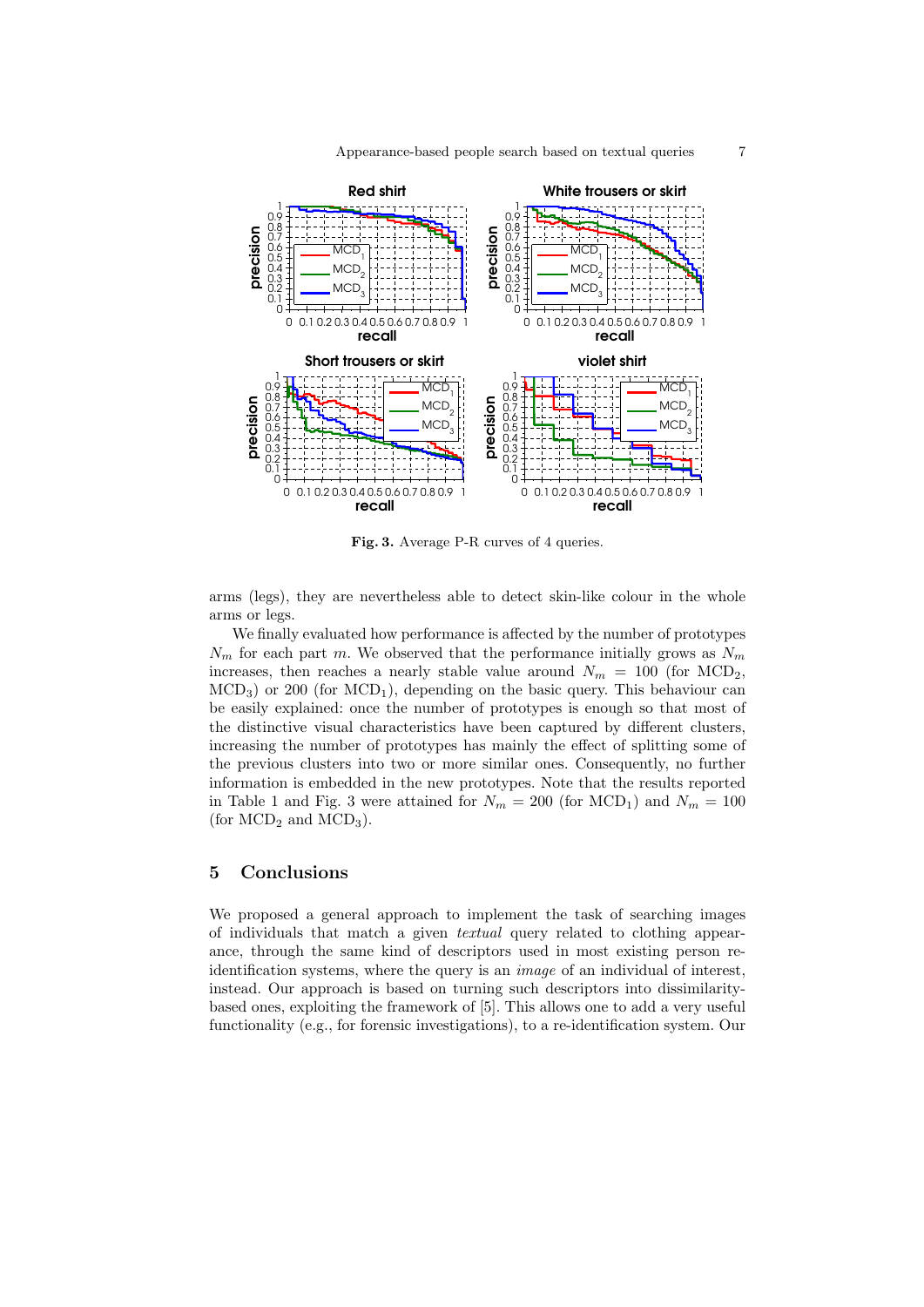**Fig. 3.** Average P-R curves of 4 queries.

arms (legs), they are nevertheless able to detect skin-like colour in the whole arms or legs.

We finally evaluated how performance is affected by the number of prototypes $N_m$ for each part $m$. We observed that the performance initially grows as $N_m$ increases, then reaches a nearly stable value around $N_m = 100$ (for $\text{MCD}_2$, $\text{MCD}_3$) or 200 (for $\text{MCD}_1$), depending on the basic query. This behaviour can be easily explained: once the number of prototypes is enough so that most of the distinctive visual characteristics have been captured by different clusters, increasing the number of prototypes has mainly the effect of splitting some of the previous clusters into two or more similar ones. Consequently, no further information is embedded in the new prototypes. Note that the results reported in Table 1 and Fig. 3 were attained for $N_m = 200$ (for $\text{MCD}_1$) and $N_m = 100$ (for $\text{MCD}_2$ and $\text{MCD}_3$).

## 5 Conclusions

We proposed a general approach to implement the task of searching images of individuals that match a given *textual* query related to clothing appearance, through the same kind of descriptors used in most existing person re-identification systems, where the query is an *image* of an individual of interest, instead. Our approach is based on turning such descriptors into dissimilarity-based ones, exploiting the framework of [5]. This allows one to add a very useful functionality (e.g., for forensic investigations), to a re-identification system. Our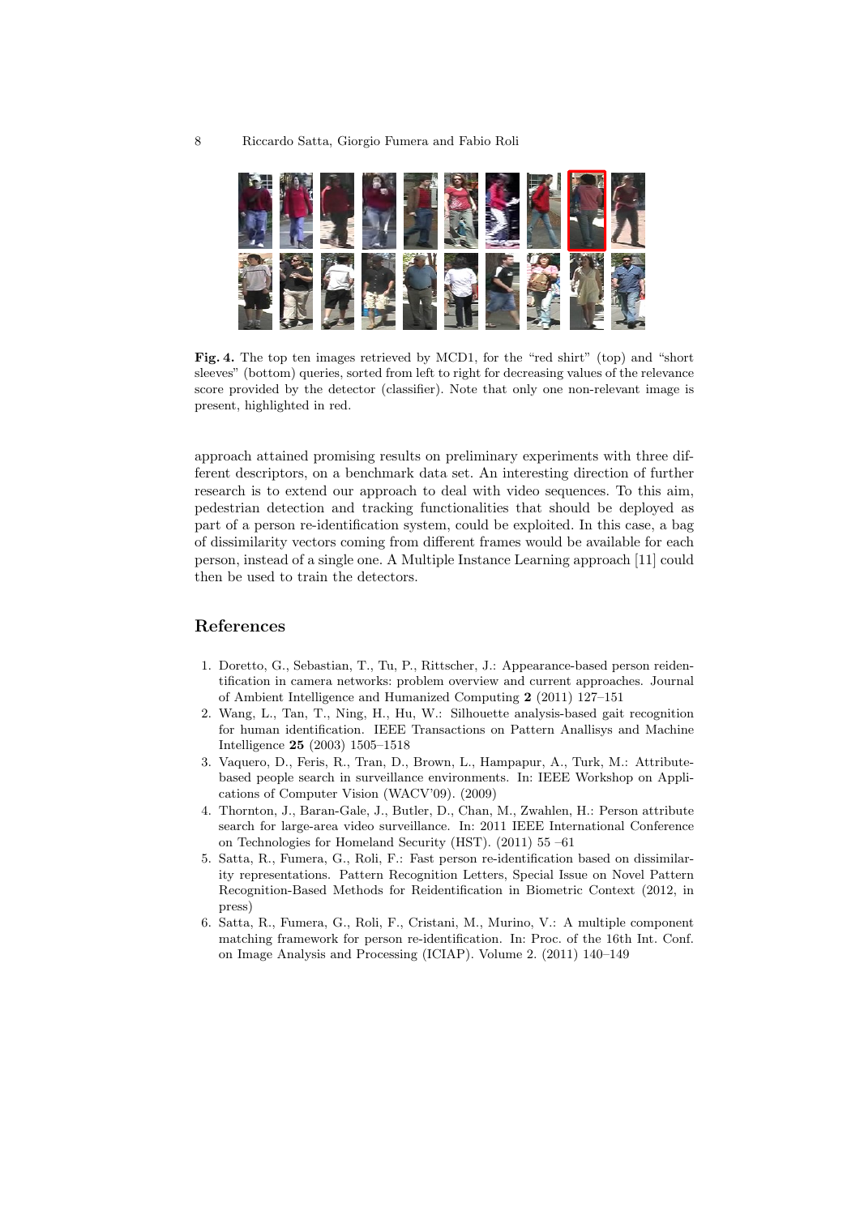**Fig. 4.** The top ten images retrieved by MCD1, for the "red shirt" (top) and "short sleeves" (bottom) queries, sorted from left to right for decreasing values of the relevance score provided by the detector (classifier). Note that only one non-relevant image is present, highlighted in red.

approach attained promising results on preliminary experiments with three different descriptors, on a benchmark data set. An interesting direction of further research is to extend our approach to deal with video sequences. To this aim, pedestrian detection and tracking functionalities that should be deployed as part of a person re-identification system, could be exploited. In this case, a bag of dissimilarity vectors coming from different frames would be available for each person, instead of a single one. A Multiple Instance Learning approach [11] could then be used to train the detectors.

## References

1. Doretto, G., Sebastian, T., Tu, P., Rittscher, J.: Appearance-based person reidentification in camera networks: problem overview and current approaches. Journal of Ambient Intelligence and Humanized Computing **2** (2011) 127–151
2. Wang, L., Tan, T., Ning, H., Hu, W.: Silhouette analysis-based gait recognition for human identification. IEEE Transactions on Pattern Anallisys and Machine Intelligence **25** (2003) 1505–1518
3. Vaquero, D., Feris, R., Tran, D., Brown, L., Hampapur, A., Turk, M.: Attribute-based people search in surveillance environments. In: IEEE Workshop on Applications of Computer Vision (WACV'09). (2009)
4. Thornton, J., Baran-Gale, J., Butler, D., Chan, M., Zwahlen, H.: Person attribute search for large-area video surveillance. In: 2011 IEEE International Conference on Technologies for Homeland Security (HST). (2011) 55 –61
5. Satta, R., Fumera, G., Roli, F.: Fast person re-identification based on dissimilarity representations. Pattern Recognition Letters, Special Issue on Novel Pattern Recognition-Based Methods for Reidentification in Biometric Context (2012, in press)
6. Satta, R., Fumera, G., Roli, F., Cristani, M., Murino, V.: A multiple component matching framework for person re-identification. In: Proc. of the 16th Int. Conf. on Image Analysis and Processing (ICIAP). Volume 2. (2011) 140–149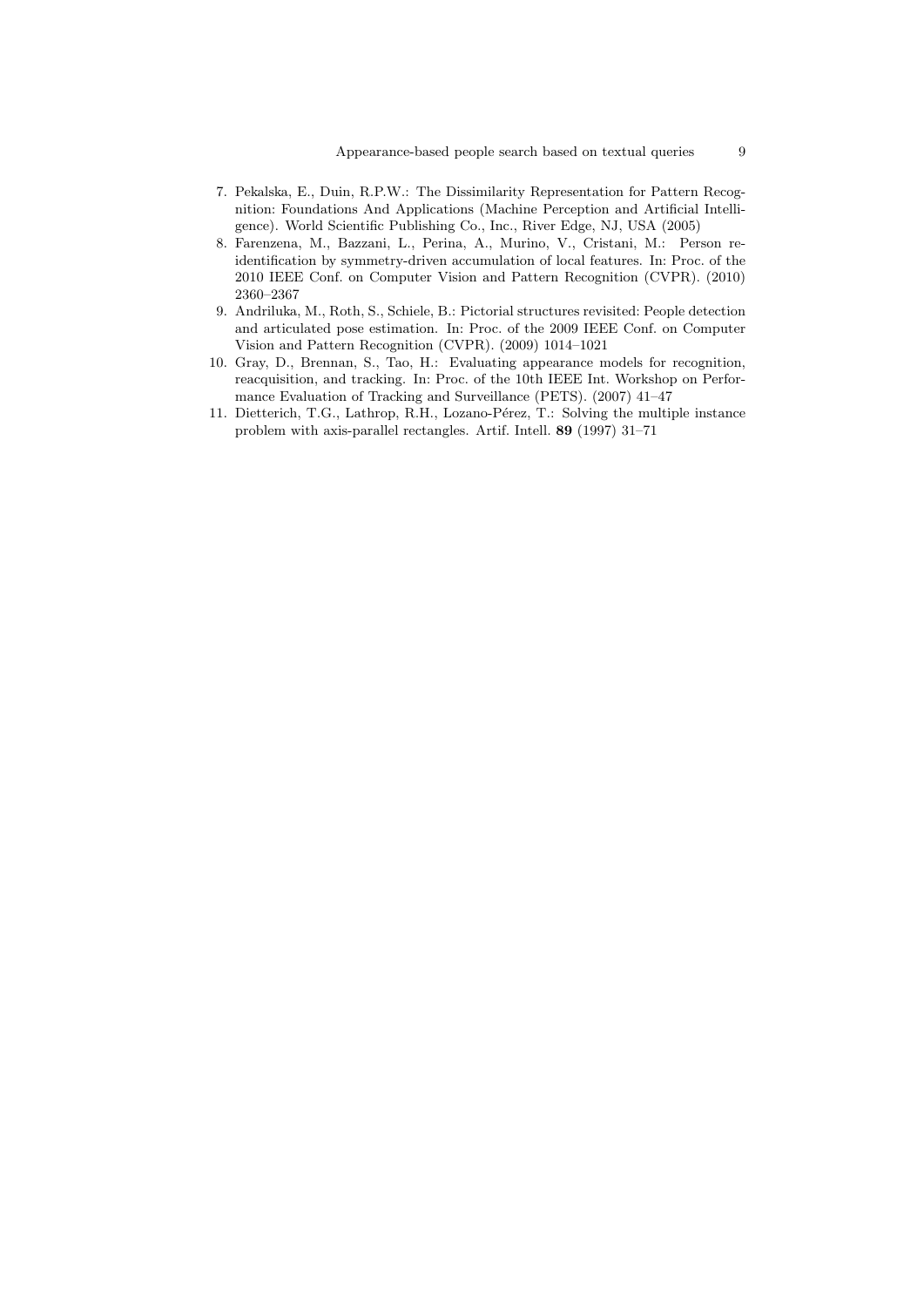7. Pekalska, E., Duin, R.P.W.: The Dissimilarity Representation for Pattern Recognition: Foundations And Applications (Machine Perception and Artificial Intelligence). World Scientific Publishing Co., Inc., River Edge, NJ, USA (2005)
8. Farenzena, M., Bazzani, L., Perina, A., Murino, V., Cristani, M.: Person re-identification by symmetry-driven accumulation of local features. In: Proc. of the 2010 IEEE Conf. on Computer Vision and Pattern Recognition (CVPR). (2010) 2360–2367
9. Andriluka, M., Roth, S., Schiele, B.: Pictorial structures revisited: People detection and articulated pose estimation. In: Proc. of the 2009 IEEE Conf. on Computer Vision and Pattern Recognition (CVPR). (2009) 1014–1021
10. Gray, D., Brennan, S., Tao, H.: Evaluating appearance models for recognition, reacquisition, and tracking. In: Proc. of the 10th IEEE Int. Workshop on Performance Evaluation of Tracking and Surveillance (PETS). (2007) 41–47
11. Dietterich, T.G., Lathrop, R.H., Lozano-Pérez, T.: Solving the multiple instance problem with axis-parallel rectangles. Artif. Intell. **89** (1997) 31–71